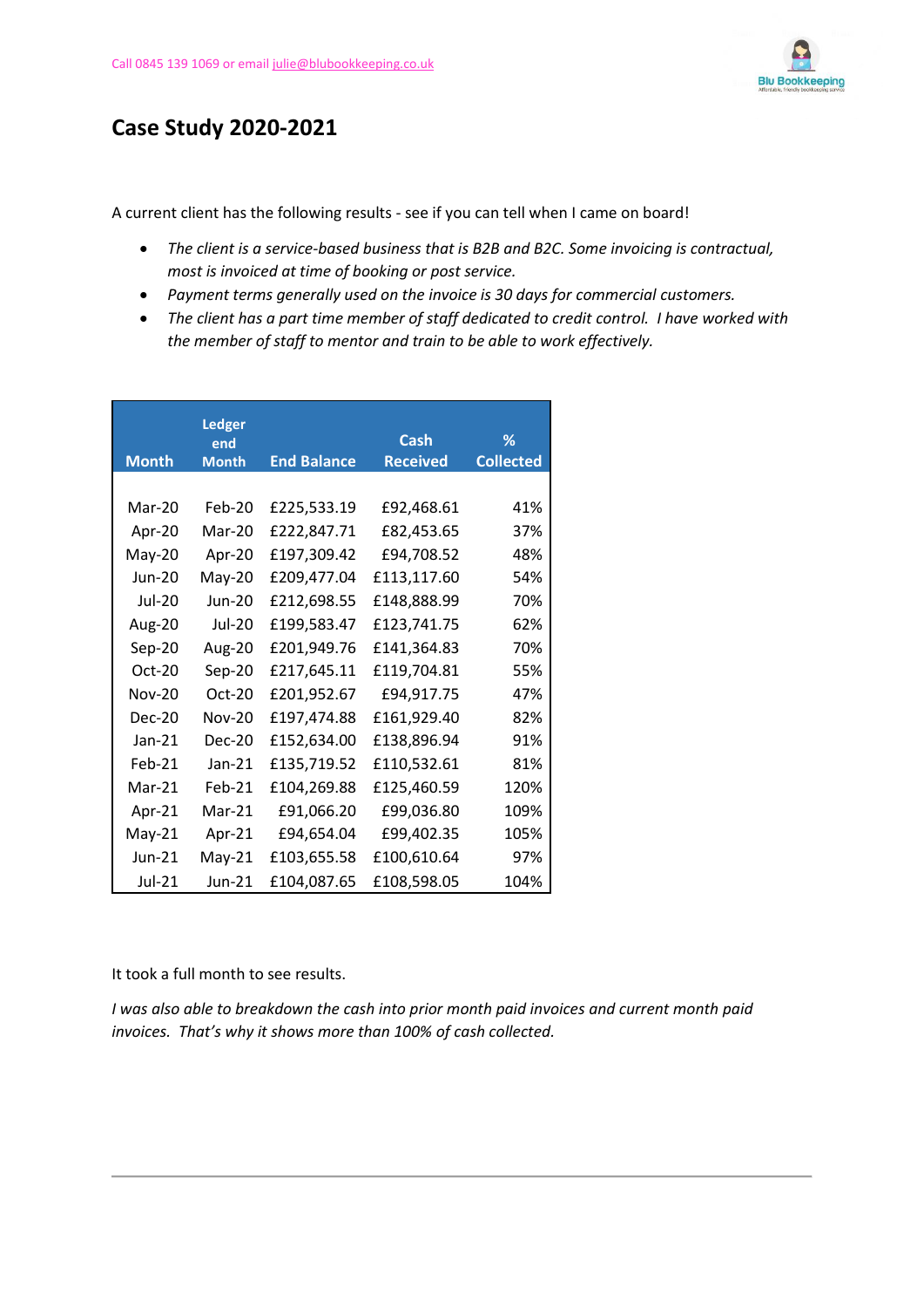Call 0845 139 1069 or email julie@blubookkeeping.co.uk

# Case Study 2020-2021

A current client has the following results - see if you can tell when I came on board!

- *The client is a service-based business that is B2B and B2C. Some invoicing is contractual, most is invoiced at time of booking or post service.*
- *Payment terms generally used on the invoice is 30 days for commercial customers.*
- *The client has a part time member of staff dedicated to credit control. I have worked with the member of staff to mentor and train to be able to work effectively.*

| Month | Ledger end Month | End Balance | Cash Received | % Collected |
|---|---|---|---|---|
| Mar-20 | Feb-20 | £225,533.19 | £92,468.61 | 41% |
| Apr-20 | Mar-20 | £222,847.71 | £82,453.65 | 37% |
| May-20 | Apr-20 | £197,309.42 | £94,708.52 | 48% |
| Jun-20 | May-20 | £209,477.04 | £113,117.60 | 54% |
| Jul-20 | Jun-20 | £212,698.55 | £148,888.99 | 70% |
| Aug-20 | Jul-20 | £199,583.47 | £123,741.75 | 62% |
| Sep-20 | Aug-20 | £201,949.76 | £141,364.83 | 70% |
| Oct-20 | Sep-20 | £217,645.11 | £119,704.81 | 55% |
| Nov-20 | Oct-20 | £201,952.67 | £94,917.75 | 47% |
| Dec-20 | Nov-20 | £197,474.88 | £161,929.40 | 82% |
| Jan-21 | Dec-20 | £152,634.00 | £138,896.94 | 91% |
| Feb-21 | Jan-21 | £135,719.52 | £110,532.61 | 81% |
| Mar-21 | Feb-21 | £104,269.88 | £125,460.59 | 120% |
| Apr-21 | Mar-21 | £91,066.20 | £99,036.80 | 109% |
| May-21 | Apr-21 | £94,654.04 | £99,402.35 | 105% |
| Jun-21 | May-21 | £103,655.58 | £100,610.64 | 97% |
| Jul-21 | Jun-21 | £104,087.65 | £108,598.05 | 104% |

It took a full month to see results.

*I was also able to breakdown the cash into prior month paid invoices and current month paid invoices. That's why it shows more than 100% of cash collected.*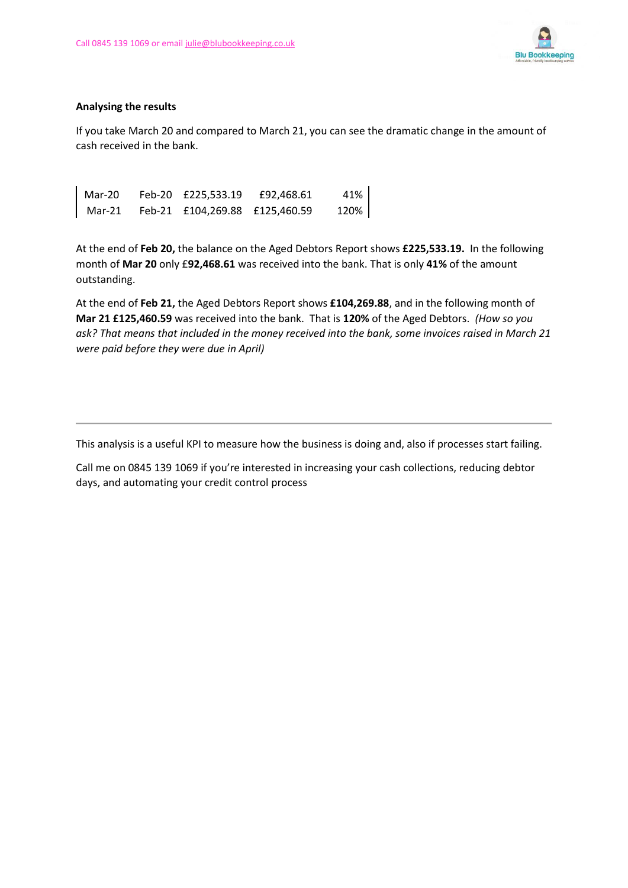**Analysing the results**

If you take March 20 and compared to March 21, you can see the dramatic change in the amount of cash received in the bank.

| | | | | |
|---|---|---|---|---|
| Mar-20 | Feb-20 | £225,533.19 | £92,468.61 | 41% |
| Mar-21 | Feb-21 | £104,269.88 | £125,460.59 | 120% |

At the end of **Feb 20,** the balance on the Aged Debtors Report shows **£225,533.19.** In the following month of **Mar 20** only £**92,468.61** was received into the bank. That is only **41%** of the amount outstanding.

At the end of **Feb 21,** the Aged Debtors Report shows **£104,269.88**, and in the following month of **Mar 21 £125,460.59** was received into the bank. That is **120%** of the Aged Debtors. *(How so you ask? That means that included in the money received into the bank, some invoices raised in March 21 were paid before they were due in April)*

---

This analysis is a useful KPI to measure how the business is doing and, also if processes start failing.

Call me on 0845 139 1069 if you're interested in increasing your cash collections, reducing debtor days, and automating your credit control process